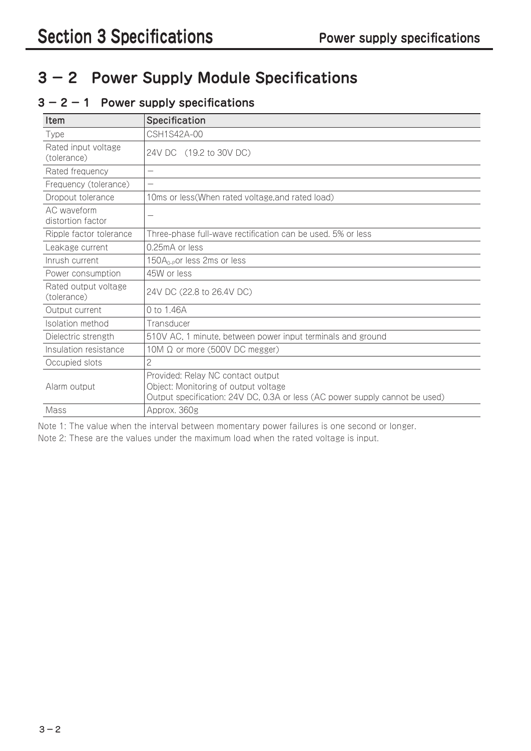# Section 3 Specifications

## 3 − 2 Power Supply Module Specifications

### 3 − 2 − 1 Power supply specifications

| Item | Specification |
|---|---|
| Type | CSH1S42A-00 |
| Rated input voltage (tolerance) | 24V DC (19.2 to 30V DC) |
| Rated frequency | − |
| Frequency (tolerance) | − |
| Dropout tolerance | 10ms or less(When rated voltage,and rated load) |
| AC waveform distortion factor | − |
| Ripple factor tolerance | Three-phase full-wave rectification can be used. 5% or less |
| Leakage current | 0.25mA or less |
| Inrush current | $150A_{0-P}$or less 2ms or less |
| Power consumption | 45W or less |
| Rated output voltage (tolerance) | 24V DC (22.8 to 26.4V DC) |
| Output current | 0 to 1.46A |
| Isolation method | Transducer |
| Dielectric strength | 510V AC, 1 minute, between power input terminals and ground |
| Insulation resistance | 10M Ω or more (500V DC megger) |
| Occupied slots | 2 |
| Alarm output | Provided: Relay NC contact output<br>Object: Monitoring of output voltage<br>Output specification: 24V DC, 0.3A or less (AC power supply cannot be used) |
| Mass | Approx. 360g |

Note 1: The value when the interval between momentary power failures is one second or longer.

Note 2: These are the values under the maximum load when the rated voltage is input.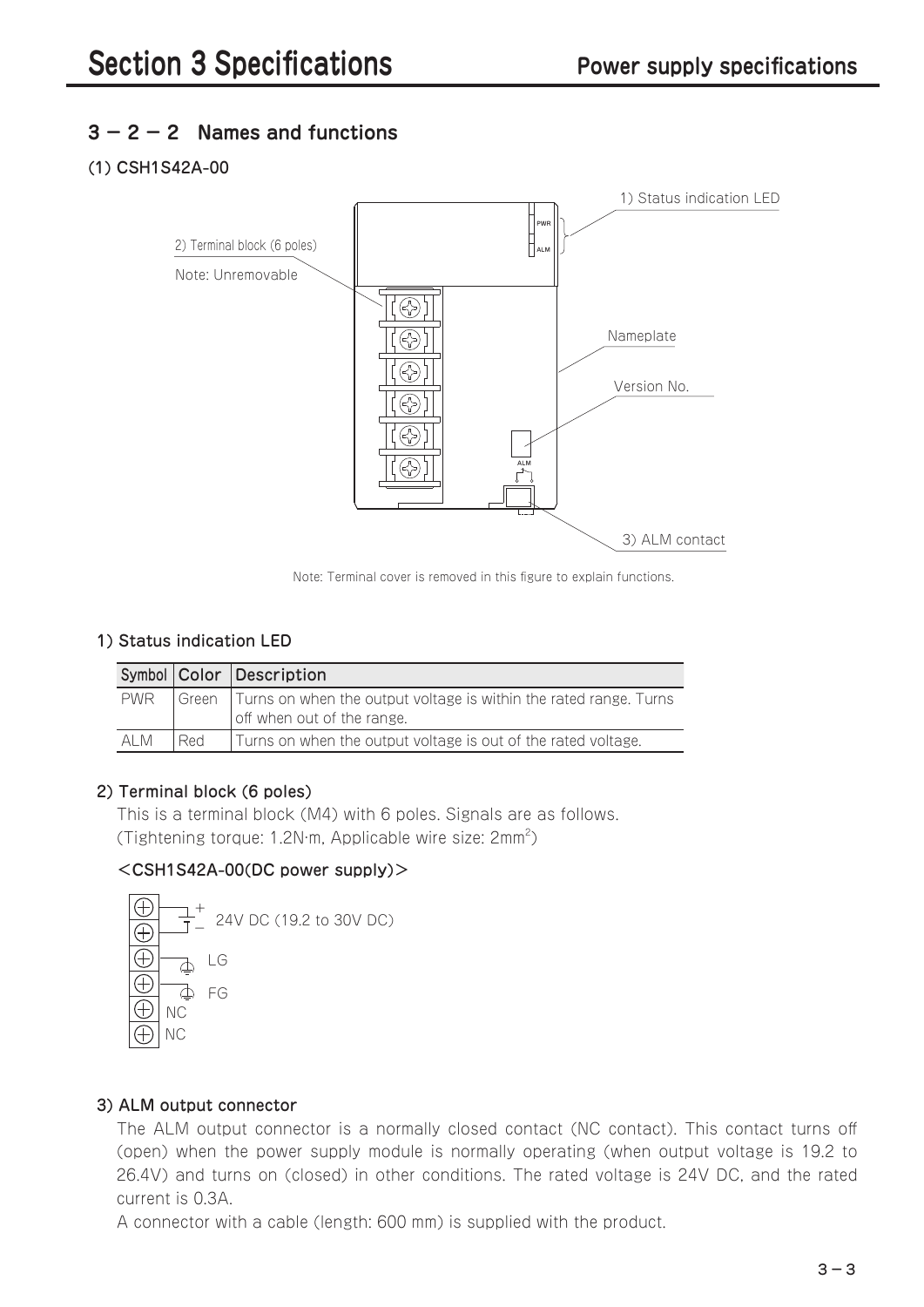## 3 − 2 − 2 Names and functions

### (1) CSH1S42A-00

1) Status indication LED

2) Terminal block (6 poles)

Note: Unremovable

PWR

ALM

Nameplate

Version No.

ALM

3) ALM contact

Note: Terminal cover is removed in this figure to explain functions.

#### 1) Status indication LED

| Symbol | Color | Description |
|---|---|---|
| PWR | Green | Turns on when the output voltage is within the rated range. Turns off when out of the range. |
| ALM | Red | Turns on when the output voltage is out of the rated voltage. |

#### 2) Terminal block (6 poles)

This is a terminal block (M4) with 6 poles. Signals are as follows.
(Tightening torque: 1.2N·m, Applicable wire size: $2mm^2$)

**<CSH1S42A-00(DC power supply)>**

+ − 24V DC (19.2 to 30V DC)

LG

FG

NC

NC

#### 3) ALM output connector

The ALM output connector is a normally closed contact (NC contact). This contact turns off (open) when the power supply module is normally operating (when output voltage is 19.2 to 26.4V) and turns on (closed) in other conditions. The rated voltage is 24V DC, and the rated current is 0.3A.

A connector with a cable (length: 600 mm) is supplied with the product.